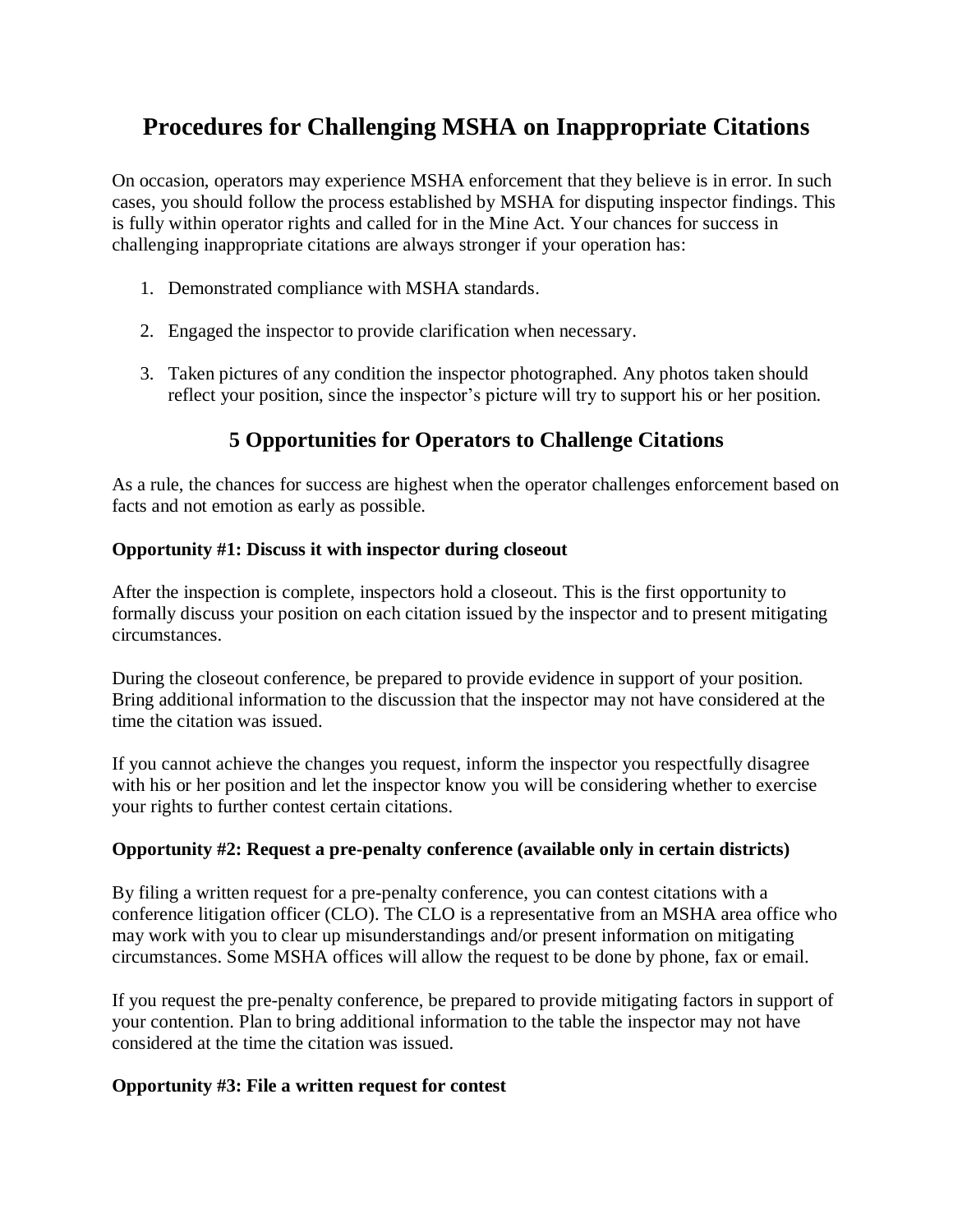# Procedures for Challenging MSHA on Inappropriate Citations

On occasion, operators may experience MSHA enforcement that they believe is in error. In such cases, you should follow the process established by MSHA for disputing inspector findings. This is fully within operator rights and called for in the Mine Act. Your chances for success in challenging inappropriate citations are always stronger if your operation has:

1. Demonstrated compliance with MSHA standards.

2. Engaged the inspector to provide clarification when necessary.

3. Taken pictures of any condition the inspector photographed. Any photos taken should reflect your position, since the inspector's picture will try to support his or her position.

## 5 Opportunities for Operators to Challenge Citations

As a rule, the chances for success are highest when the operator challenges enforcement based on facts and not emotion as early as possible.

**Opportunity #1: Discuss it with inspector during closeout**

After the inspection is complete, inspectors hold a closeout. This is the first opportunity to formally discuss your position on each citation issued by the inspector and to present mitigating circumstances.

During the closeout conference, be prepared to provide evidence in support of your position. Bring additional information to the discussion that the inspector may not have considered at the time the citation was issued.

If you cannot achieve the changes you request, inform the inspector you respectfully disagree with his or her position and let the inspector know you will be considering whether to exercise your rights to further contest certain citations.

**Opportunity #2: Request a pre-penalty conference (available only in certain districts)**

By filing a written request for a pre-penalty conference, you can contest citations with a conference litigation officer (CLO). The CLO is a representative from an MSHA area office who may work with you to clear up misunderstandings and/or present information on mitigating circumstances. Some MSHA offices will allow the request to be done by phone, fax or email.

If you request the pre-penalty conference, be prepared to provide mitigating factors in support of your contention. Plan to bring additional information to the table the inspector may not have considered at the time the citation was issued.

**Opportunity #3: File a written request for contest**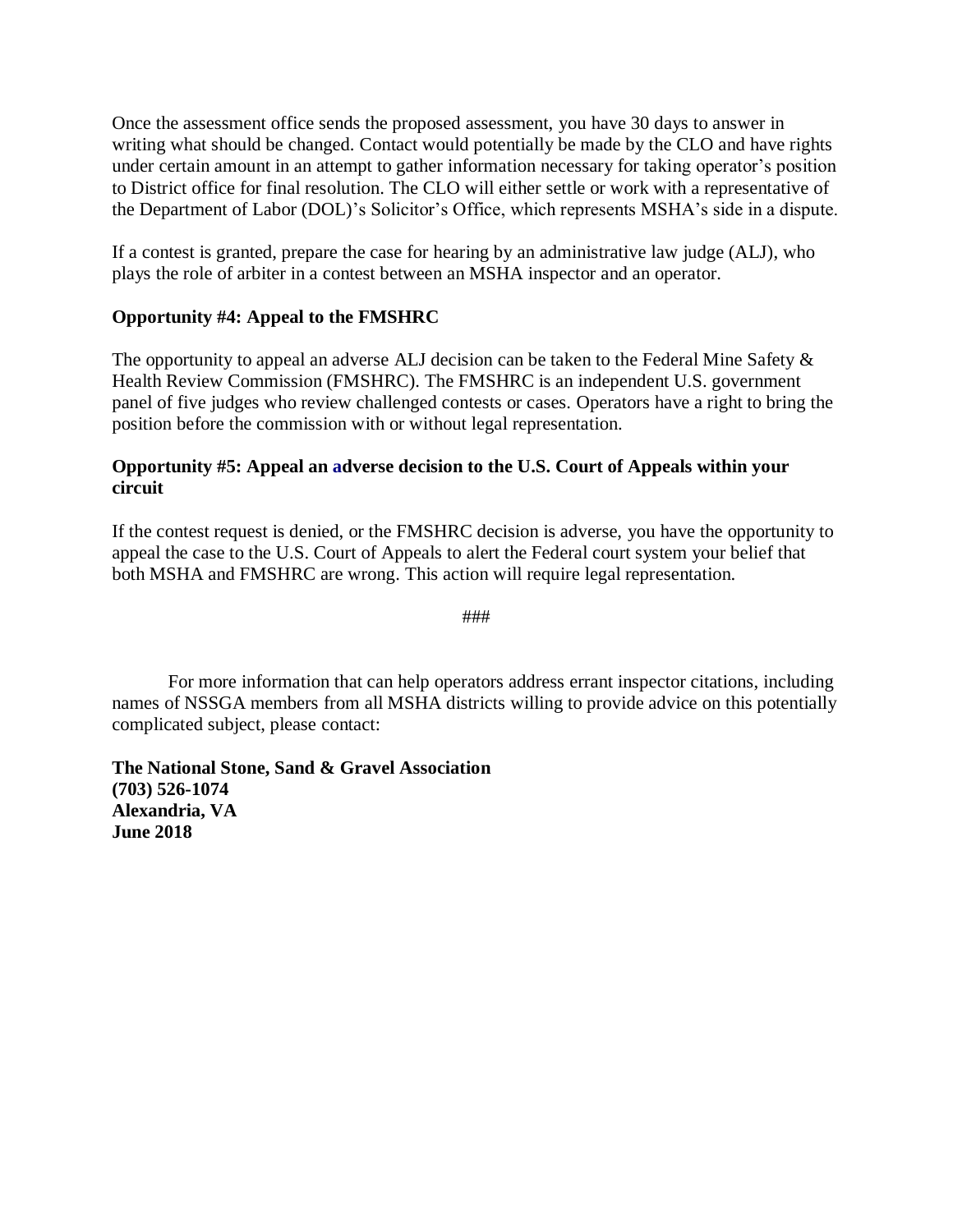Once the assessment office sends the proposed assessment, you have 30 days to answer in writing what should be changed. Contact would potentially be made by the CLO and have rights under certain amount in an attempt to gather information necessary for taking operator's position to District office for final resolution. The CLO will either settle or work with a representative of the Department of Labor (DOL)'s Solicitor's Office, which represents MSHA's side in a dispute.

If a contest is granted, prepare the case for hearing by an administrative law judge (ALJ), who plays the role of arbiter in a contest between an MSHA inspector and an operator.

**Opportunity #4: Appeal to the FMSHRC**

The opportunity to appeal an adverse ALJ decision can be taken to the Federal Mine Safety & Health Review Commission (FMSHRC). The FMSHRC is an independent U.S. government panel of five judges who review challenged contests or cases. Operators have a right to bring the position before the commission with or without legal representation.

**Opportunity #5: Appeal an adverse decision to the U.S. Court of Appeals within your circuit**

If the contest request is denied, or the FMSHRC decision is adverse, you have the opportunity to appeal the case to the U.S. Court of Appeals to alert the Federal court system your belief that both MSHA and FMSHRC are wrong. This action will require legal representation.

###

For more information that can help operators address errant inspector citations, including names of NSSGA members from all MSHA districts willing to provide advice on this potentially complicated subject, please contact:

**The National Stone, Sand & Gravel Association**
**(703) 526-1074**
**Alexandria, VA**
**June 2018**